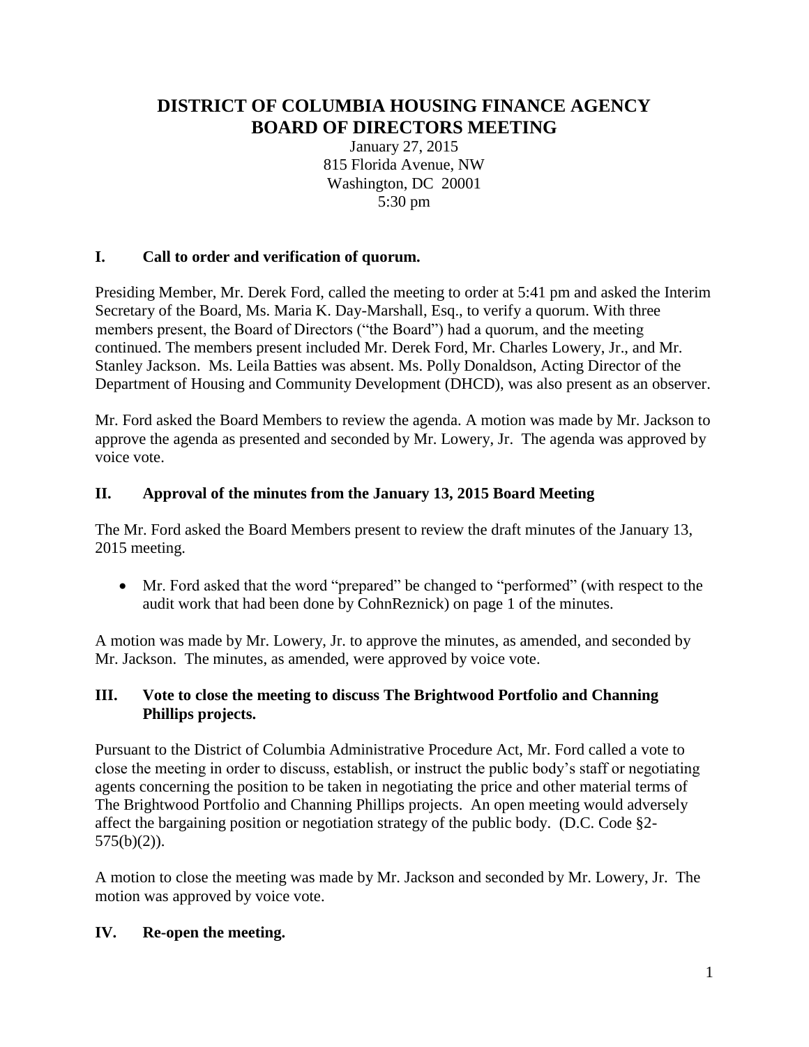# DISTRICT OF COLUMBIA HOUSING FINANCE AGENCY
# BOARD OF DIRECTORS MEETING

January 27, 2015
815 Florida Avenue, NW
Washington, DC 20001
5:30 pm

## I. Call to order and verification of quorum.

Presiding Member, Mr. Derek Ford, called the meeting to order at 5:41 pm and asked the Interim Secretary of the Board, Ms. Maria K. Day-Marshall, Esq., to verify a quorum. With three members present, the Board of Directors ("the Board") had a quorum, and the meeting continued. The members present included Mr. Derek Ford, Mr. Charles Lowery, Jr., and Mr. Stanley Jackson. Ms. Leila Batties was absent. Ms. Polly Donaldson, Acting Director of the Department of Housing and Community Development (DHCD), was also present as an observer.

Mr. Ford asked the Board Members to review the agenda. A motion was made by Mr. Jackson to approve the agenda as presented and seconded by Mr. Lowery, Jr. The agenda was approved by voice vote.

## II. Approval of the minutes from the January 13, 2015 Board Meeting

The Mr. Ford asked the Board Members present to review the draft minutes of the January 13, 2015 meeting.

- Mr. Ford asked that the word "prepared" be changed to "performed" (with respect to the audit work that had been done by CohnReznick) on page 1 of the minutes.

A motion was made by Mr. Lowery, Jr. to approve the minutes, as amended, and seconded by Mr. Jackson. The minutes, as amended, were approved by voice vote.

## III. Vote to close the meeting to discuss The Brightwood Portfolio and Channing Phillips projects.

Pursuant to the District of Columbia Administrative Procedure Act, Mr. Ford called a vote to close the meeting in order to discuss, establish, or instruct the public body's staff or negotiating agents concerning the position to be taken in negotiating the price and other material terms of The Brightwood Portfolio and Channing Phillips projects. An open meeting would adversely affect the bargaining position or negotiation strategy of the public body. (D.C. Code §2-575(b)(2)).

A motion to close the meeting was made by Mr. Jackson and seconded by Mr. Lowery, Jr. The motion was approved by voice vote.

## IV. Re-open the meeting.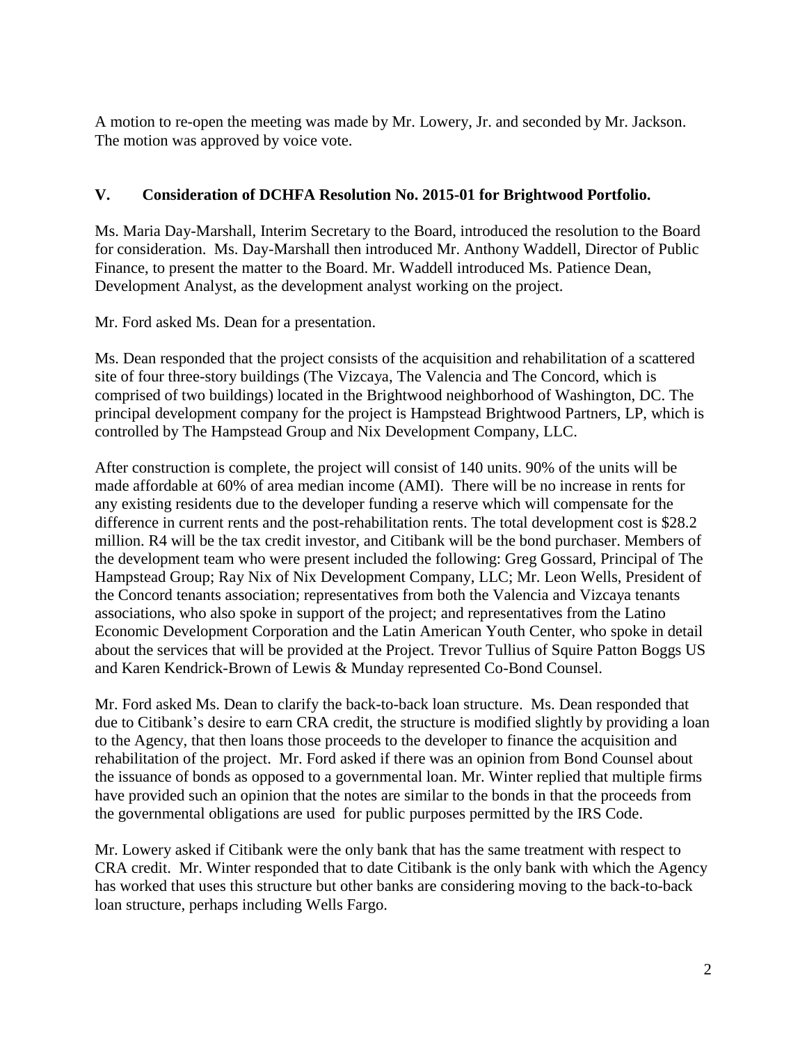A motion to re-open the meeting was made by Mr. Lowery, Jr. and seconded by Mr. Jackson. The motion was approved by voice vote.

## V. Consideration of DCHFA Resolution No. 2015-01 for Brightwood Portfolio.

Ms. Maria Day-Marshall, Interim Secretary to the Board, introduced the resolution to the Board for consideration. Ms. Day-Marshall then introduced Mr. Anthony Waddell, Director of Public Finance, to present the matter to the Board. Mr. Waddell introduced Ms. Patience Dean, Development Analyst, as the development analyst working on the project.

Mr. Ford asked Ms. Dean for a presentation.

Ms. Dean responded that the project consists of the acquisition and rehabilitation of a scattered site of four three-story buildings (The Vizcaya, The Valencia and The Concord, which is comprised of two buildings) located in the Brightwood neighborhood of Washington, DC. The principal development company for the project is Hampstead Brightwood Partners, LP, which is controlled by The Hampstead Group and Nix Development Company, LLC.

After construction is complete, the project will consist of 140 units. 90% of the units will be made affordable at 60% of area median income (AMI). There will be no increase in rents for any existing residents due to the developer funding a reserve which will compensate for the difference in current rents and the post-rehabilitation rents. The total development cost is $28.2 million. R4 will be the tax credit investor, and Citibank will be the bond purchaser. Members of the development team who were present included the following: Greg Gossard, Principal of The Hampstead Group; Ray Nix of Nix Development Company, LLC; Mr. Leon Wells, President of the Concord tenants association; representatives from both the Valencia and Vizcaya tenants associations, who also spoke in support of the project; and representatives from the Latino Economic Development Corporation and the Latin American Youth Center, who spoke in detail about the services that will be provided at the Project. Trevor Tullius of Squire Patton Boggs US and Karen Kendrick-Brown of Lewis & Munday represented Co-Bond Counsel.

Mr. Ford asked Ms. Dean to clarify the back-to-back loan structure. Ms. Dean responded that due to Citibank's desire to earn CRA credit, the structure is modified slightly by providing a loan to the Agency, that then loans those proceeds to the developer to finance the acquisition and rehabilitation of the project. Mr. Ford asked if there was an opinion from Bond Counsel about the issuance of bonds as opposed to a governmental loan. Mr. Winter replied that multiple firms have provided such an opinion that the notes are similar to the bonds in that the proceeds from the governmental obligations are used for public purposes permitted by the IRS Code.

Mr. Lowery asked if Citibank were the only bank that has the same treatment with respect to CRA credit. Mr. Winter responded that to date Citibank is the only bank with which the Agency has worked that uses this structure but other banks are considering moving to the back-to-back loan structure, perhaps including Wells Fargo.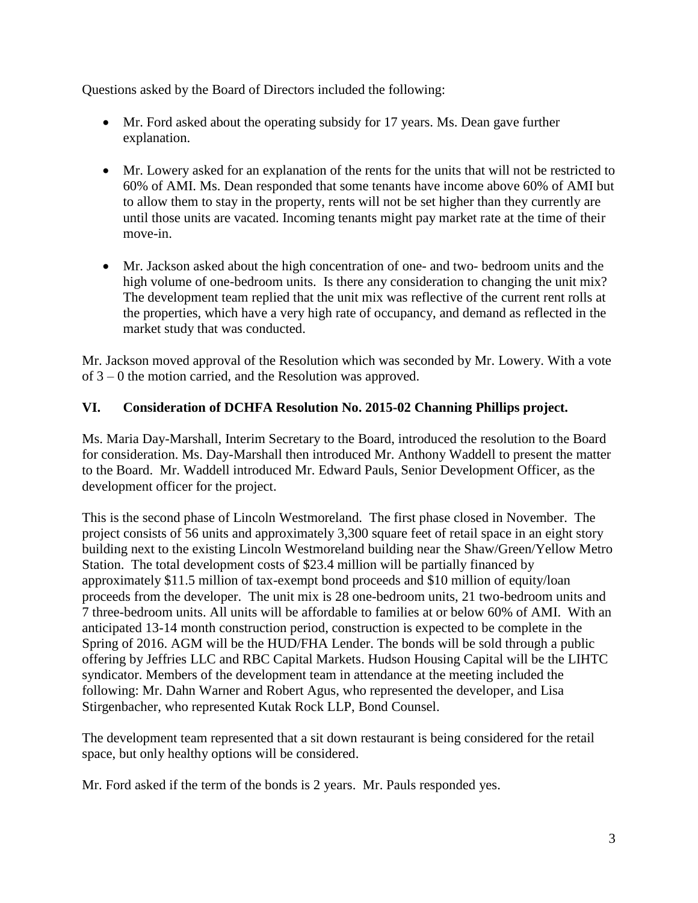Questions asked by the Board of Directors included the following:

- Mr. Ford asked about the operating subsidy for 17 years. Ms. Dean gave further explanation.
- Mr. Lowery asked for an explanation of the rents for the units that will not be restricted to 60% of AMI. Ms. Dean responded that some tenants have income above 60% of AMI but to allow them to stay in the property, rents will not be set higher than they currently are until those units are vacated. Incoming tenants might pay market rate at the time of their move-in.
- Mr. Jackson asked about the high concentration of one- and two- bedroom units and the high volume of one-bedroom units. Is there any consideration to changing the unit mix? The development team replied that the unit mix was reflective of the current rent rolls at the properties, which have a very high rate of occupancy, and demand as reflected in the market study that was conducted.

Mr. Jackson moved approval of the Resolution which was seconded by Mr. Lowery. With a vote of 3 – 0 the motion carried, and the Resolution was approved.

## VI. Consideration of DCHFA Resolution No. 2015-02 Channing Phillips project.

Ms. Maria Day-Marshall, Interim Secretary to the Board, introduced the resolution to the Board for consideration. Ms. Day-Marshall then introduced Mr. Anthony Waddell to present the matter to the Board. Mr. Waddell introduced Mr. Edward Pauls, Senior Development Officer, as the development officer for the project.

This is the second phase of Lincoln Westmoreland. The first phase closed in November. The project consists of 56 units and approximately 3,300 square feet of retail space in an eight story building next to the existing Lincoln Westmoreland building near the Shaw/Green/Yellow Metro Station. The total development costs of $23.4 million will be partially financed by approximately $11.5 million of tax-exempt bond proceeds and $10 million of equity/loan proceeds from the developer. The unit mix is 28 one-bedroom units, 21 two-bedroom units and 7 three-bedroom units. All units will be affordable to families at or below 60% of AMI. With an anticipated 13-14 month construction period, construction is expected to be complete in the Spring of 2016. AGM will be the HUD/FHA Lender. The bonds will be sold through a public offering by Jeffries LLC and RBC Capital Markets. Hudson Housing Capital will be the LIHTC syndicator. Members of the development team in attendance at the meeting included the following: Mr. Dahn Warner and Robert Agus, who represented the developer, and Lisa Stirgenbacher, who represented Kutak Rock LLP, Bond Counsel.

The development team represented that a sit down restaurant is being considered for the retail space, but only healthy options will be considered.

Mr. Ford asked if the term of the bonds is 2 years. Mr. Pauls responded yes.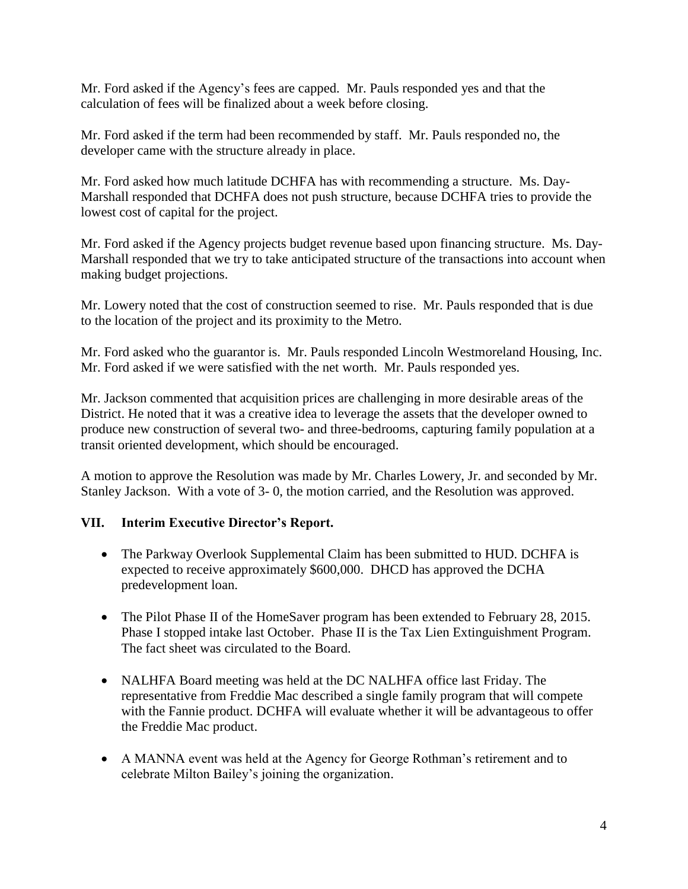Mr. Ford asked if the Agency's fees are capped. Mr. Pauls responded yes and that the calculation of fees will be finalized about a week before closing.

Mr. Ford asked if the term had been recommended by staff. Mr. Pauls responded no, the developer came with the structure already in place.

Mr. Ford asked how much latitude DCHFA has with recommending a structure. Ms. Day-Marshall responded that DCHFA does not push structure, because DCHFA tries to provide the lowest cost of capital for the project.

Mr. Ford asked if the Agency projects budget revenue based upon financing structure. Ms. Day-Marshall responded that we try to take anticipated structure of the transactions into account when making budget projections.

Mr. Lowery noted that the cost of construction seemed to rise. Mr. Pauls responded that is due to the location of the project and its proximity to the Metro.

Mr. Ford asked who the guarantor is. Mr. Pauls responded Lincoln Westmoreland Housing, Inc. Mr. Ford asked if we were satisfied with the net worth. Mr. Pauls responded yes.

Mr. Jackson commented that acquisition prices are challenging in more desirable areas of the District. He noted that it was a creative idea to leverage the assets that the developer owned to produce new construction of several two- and three-bedrooms, capturing family population at a transit oriented development, which should be encouraged.

A motion to approve the Resolution was made by Mr. Charles Lowery, Jr. and seconded by Mr. Stanley Jackson. With a vote of 3- 0, the motion carried, and the Resolution was approved.

## VII. Interim Executive Director's Report.

- The Parkway Overlook Supplemental Claim has been submitted to HUD. DCHFA is expected to receive approximately $600,000. DHCD has approved the DCHA predevelopment loan.
- The Pilot Phase II of the HomeSaver program has been extended to February 28, 2015. Phase I stopped intake last October. Phase II is the Tax Lien Extinguishment Program. The fact sheet was circulated to the Board.
- NALHFA Board meeting was held at the DC NALHFA office last Friday. The representative from Freddie Mac described a single family program that will compete with the Fannie product. DCHFA will evaluate whether it will be advantageous to offer the Freddie Mac product.
- A MANNA event was held at the Agency for George Rothman's retirement and to celebrate Milton Bailey's joining the organization.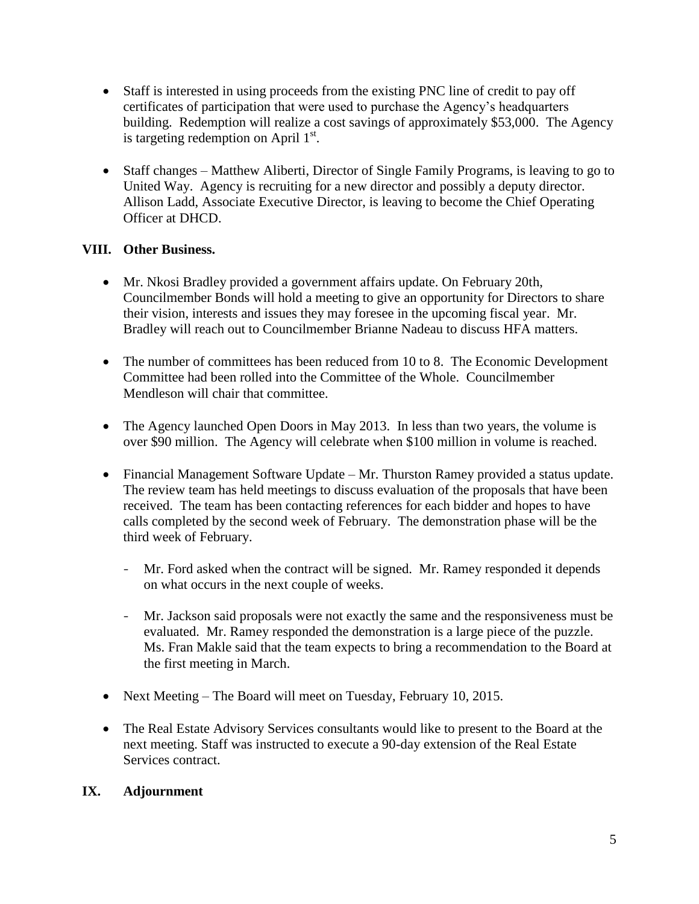- Staff is interested in using proceeds from the existing PNC line of credit to pay off certificates of participation that were used to purchase the Agency's headquarters building. Redemption will realize a cost savings of approximately $53,000. The Agency is targeting redemption on April 1st.

- Staff changes – Matthew Aliberti, Director of Single Family Programs, is leaving to go to United Way. Agency is recruiting for a new director and possibly a deputy director. Allison Ladd, Associate Executive Director, is leaving to become the Chief Operating Officer at DHCD.

## VIII. Other Business.

- Mr. Nkosi Bradley provided a government affairs update. On February 20th, Councilmember Bonds will hold a meeting to give an opportunity for Directors to share their vision, interests and issues they may foresee in the upcoming fiscal year. Mr. Bradley will reach out to Councilmember Brianne Nadeau to discuss HFA matters.

- The number of committees has been reduced from 10 to 8. The Economic Development Committee had been rolled into the Committee of the Whole. Councilmember Mendleson will chair that committee.

- The Agency launched Open Doors in May 2013. In less than two years, the volume is over $90 million. The Agency will celebrate when $100 million in volume is reached.

- Financial Management Software Update – Mr. Thurston Ramey provided a status update. The review team has held meetings to discuss evaluation of the proposals that have been received. The team has been contacting references for each bidder and hopes to have calls completed by the second week of February. The demonstration phase will be the third week of February.

  - Mr. Ford asked when the contract will be signed. Mr. Ramey responded it depends on what occurs in the next couple of weeks.

  - Mr. Jackson said proposals were not exactly the same and the responsiveness must be evaluated. Mr. Ramey responded the demonstration is a large piece of the puzzle. Ms. Fran Makle said that the team expects to bring a recommendation to the Board at the first meeting in March.

- Next Meeting – The Board will meet on Tuesday, February 10, 2015.

- The Real Estate Advisory Services consultants would like to present to the Board at the next meeting. Staff was instructed to execute a 90-day extension of the Real Estate Services contract.

## IX. Adjournment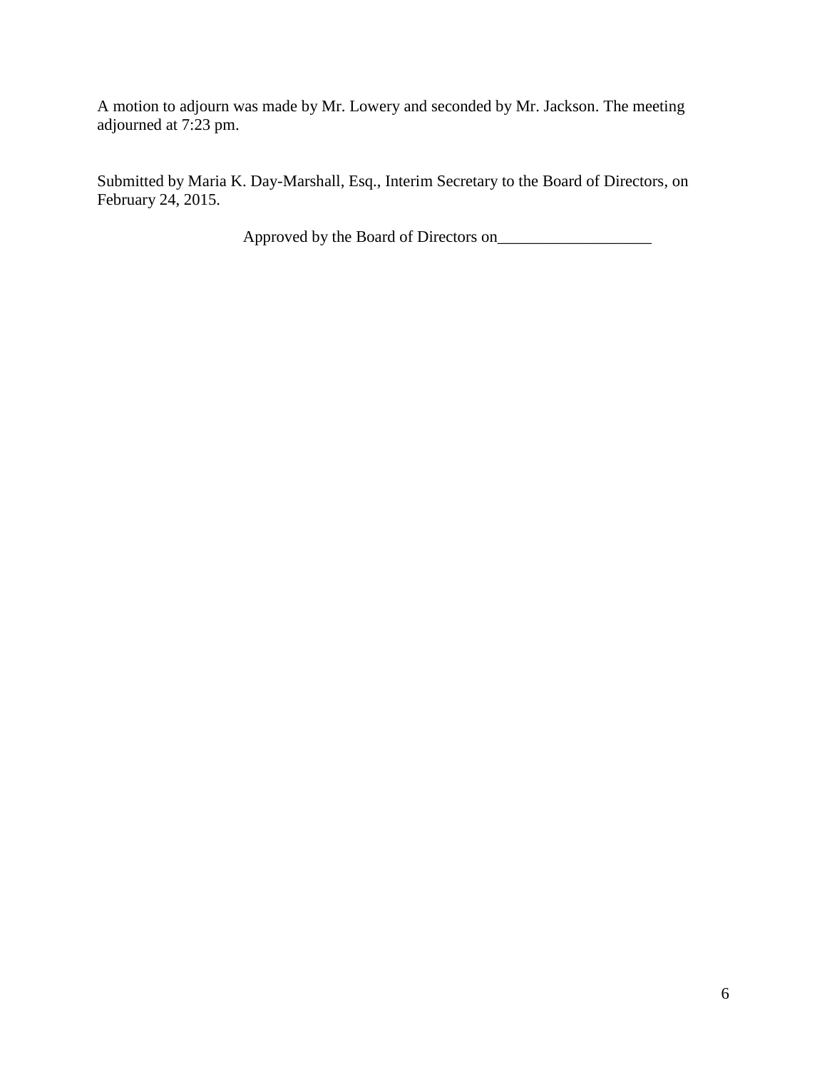A motion to adjourn was made by Mr. Lowery and seconded by Mr. Jackson. The meeting adjourned at 7:23 pm.

Submitted by Maria K. Day-Marshall, Esq., Interim Secretary to the Board of Directors, on February 24, 2015.

Approved by the Board of Directors on___________________